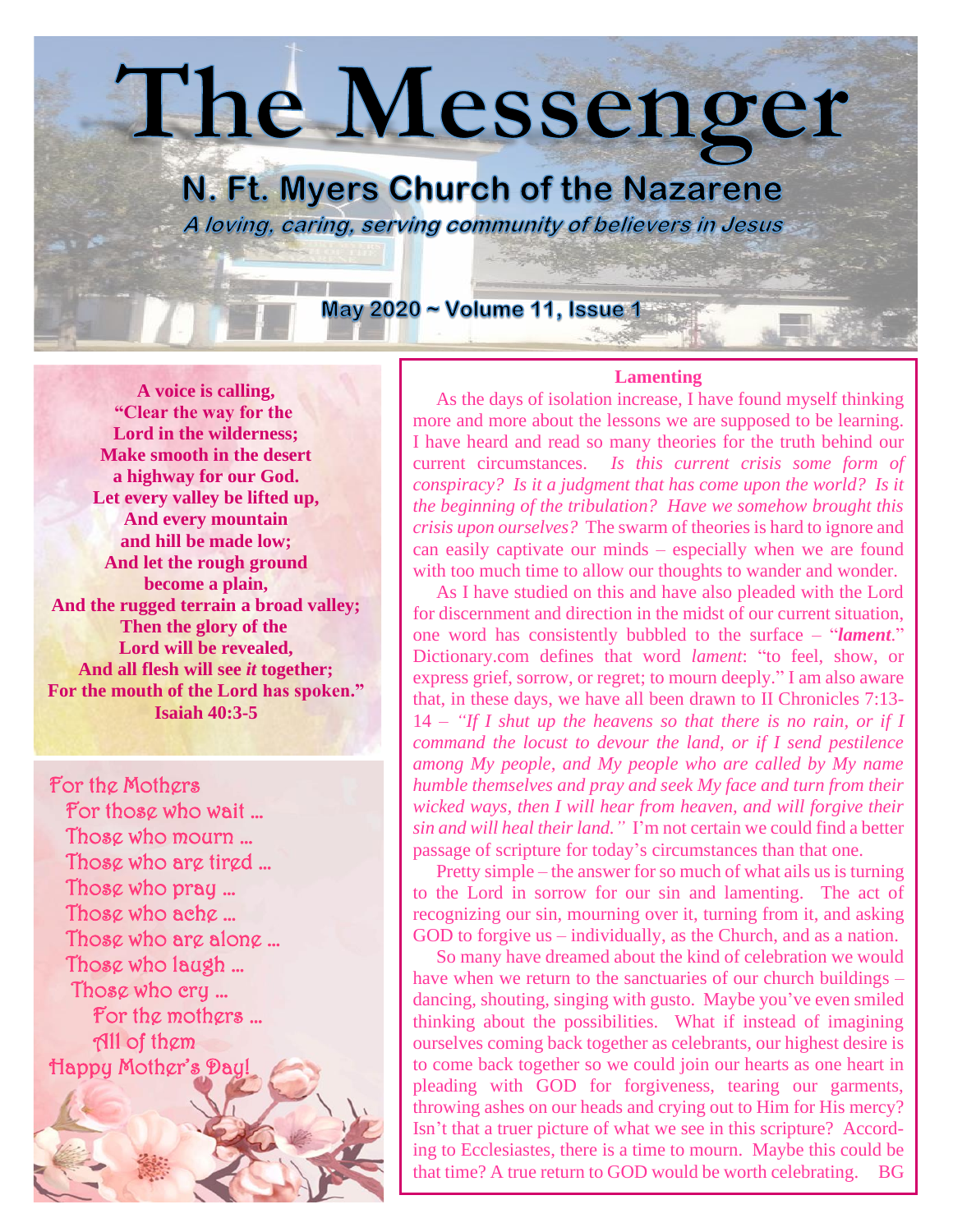# The Messenger

## N. Ft. Myers Church of the Nazarene

*A loving, caring, serving community of believers in Jesus*

**May 2020 ~ Volume 11, Issue 1**

**A voice is calling,**
**"Clear the way for the Lord in the wilderness;**
**Make smooth in the desert a highway for our God.**
**Let every valley be lifted up,**
**And every mountain and hill be made low;**
**And let the rough ground become a plain,**
**And the rugged terrain a broad valley;**
**Then the glory of the Lord will be revealed,**
**And all flesh will see *it* together;**
**For the mouth of the Lord has spoken."**
**Isaiah 40:3-5**

For the Mothers
For those who wait …
Those who mourn …
Those who are tired …
Those who pray …
Those who ache …
Those who are alone …
Those who laugh …
Those who cry …
For the mothers …
All of them
Happy Mother's Day!

### Lamenting

As the days of isolation increase, I have found myself thinking more and more about the lessons we are supposed to be learning. I have heard and read so many theories for the truth behind our current circumstances. *Is this current crisis some form of conspiracy? Is it a judgment that has come upon the world? Is it the beginning of the tribulation? Have we somehow brought this crisis upon ourselves?* The swarm of theories is hard to ignore and can easily captivate our minds – especially when we are found with too much time to allow our thoughts to wander and wonder.

As I have studied on this and have also pleaded with the Lord for discernment and direction in the midst of our current situation, one word has consistently bubbled to the surface – "***lament***." Dictionary.com defines that word *lament*: "to feel, show, or express grief, sorrow, or regret; to mourn deeply." I am also aware that, in these days, we have all been drawn to II Chronicles 7:13-14 – *"If I shut up the heavens so that there is no rain, or if I command the locust to devour the land, or if I send pestilence among My people, and My people who are called by My name humble themselves and pray and seek My face and turn from their wicked ways, then I will hear from heaven, and will forgive their sin and will heal their land."* I'm not certain we could find a better passage of scripture for today's circumstances than that one.

Pretty simple – the answer for so much of what ails us is turning to the Lord in sorrow for our sin and lamenting. The act of recognizing our sin, mourning over it, turning from it, and asking GOD to forgive us – individually, as the Church, and as a nation.

So many have dreamed about the kind of celebration we would have when we return to the sanctuaries of our church buildings – dancing, shouting, singing with gusto. Maybe you've even smiled thinking about the possibilities. What if instead of imagining ourselves coming back together as celebrants, our highest desire is to come back together so we could join our hearts as one heart in pleading with GOD for forgiveness, tearing our garments, throwing ashes on our heads and crying out to Him for His mercy? Isn't that a truer picture of what we see in this scripture? According to Ecclesiastes, there is a time to mourn. Maybe this could be that time? A true return to GOD would be worth celebrating. BG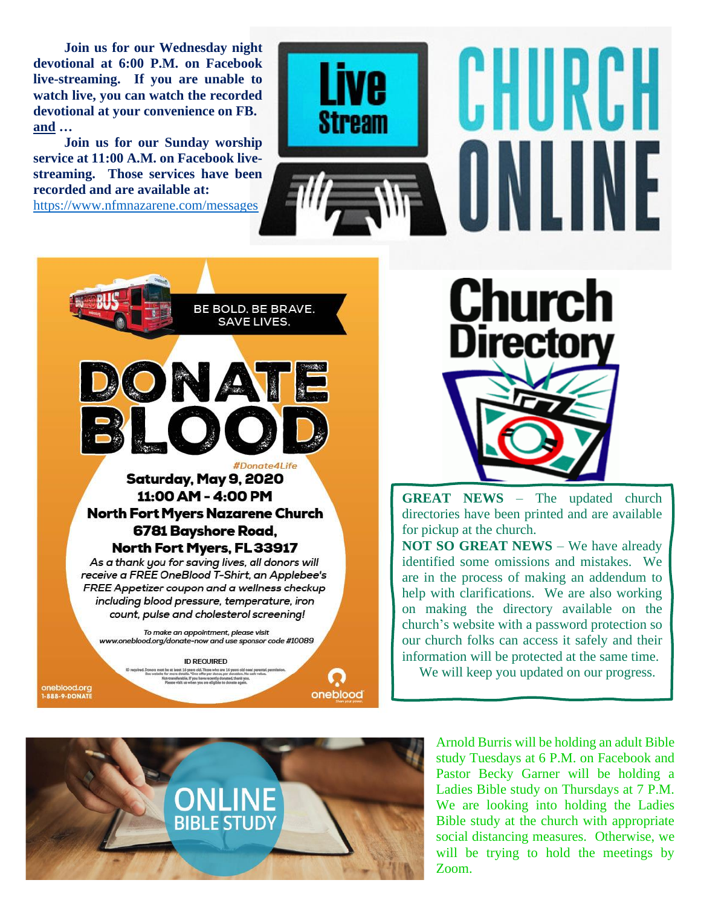**Join us for our Wednesday night devotional at 6:00 P.M. on Facebook live-streaming. If you are unable to watch live, you can watch the recorded devotional at your convenience on FB.**

**and …**

**Join us for our Sunday worship service at 11:00 A.M. on Facebook live-streaming. Those services have been recorded and are available at:**

https://www.nfmnazarene.com/messages

Live Stream

CHURCH ONLINE

BE BOLD. BE BRAVE. SAVE LIVES.

# DONATE BLOOD

*#Donate4Life*

**Saturday, May 9, 2020**
**11:00 AM - 4:00 PM**
**North Fort Myers Nazarene Church**
**6781 Bayshore Road,**
**North Fort Myers, FL 33917**

*As a thank you for saving lives, all donors will receive a FREE OneBlood T-Shirt, an Applebee's FREE Appetizer coupon and a wellness checkup including blood pressure, temperature, iron count, pulse and cholesterol screening!*

*To make an appointment, please visit www.oneblood.org/donate-now and use sponsor code #10089*

**ID REQUIRED**

oneblood.org
1-888-9-DONATE

oneblood

# Church Directory

**GREAT NEWS** – The updated church directories have been printed and are available for pickup at the church.

**NOT SO GREAT NEWS** – We have already identified some omissions and mistakes. We are in the process of making an addendum to help with clarifications. We are also working on making the directory available on the church's website with a password protection so our church folks can access it safely and their information will be protected at the same time.

We will keep you updated on our progress.

ONLINE BIBLE STUDY

Arnold Burris will be holding an adult Bible study Tuesdays at 6 P.M. on Facebook and Pastor Becky Garner will be holding a Ladies Bible study on Thursdays at 7 P.M. We are looking into holding the Ladies Bible study at the church with appropriate social distancing measures. Otherwise, we will be trying to hold the meetings by Zoom.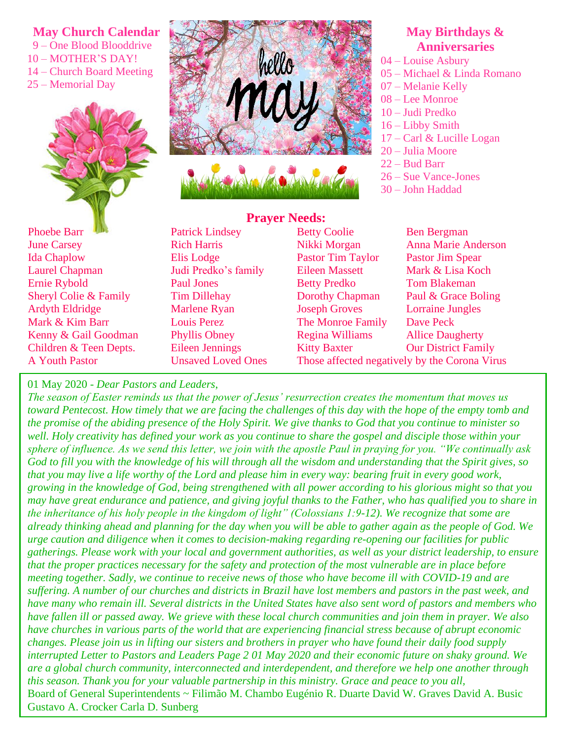## May Church Calendar

9 – One Blood Blooddrive
10 – MOTHER'S DAY!
14 – Church Board Meeting
25 – Memorial Day

## May Birthdays & Anniversaries

04 – Louise Asbury
05 – Michael & Linda Romano
07 – Melanie Kelly
08 – Lee Monroe
10 – Judi Predko
16 – Libby Smith
17 – Carl & Lucille Logan
20 – Julia Moore
22 – Bud Barr
26 – Sue Vance-Jones
30 – John Haddad

## Prayer Needs:

Phoebe Barr
June Carsey
Ida Chaplow
Laurel Chapman
Ernie Rybold
Sheryl Colie & Family
Ardyth Eldridge
Mark & Kim Barr
Kenny & Gail Goodman
Children & Teen Depts.
A Youth Pastor
Patrick Lindsey
Rich Harris
Elis Lodge
Judi Predko's family
Paul Jones
Tim Dillehay
Marlene Ryan
Louis Perez
Phyllis Obney
Eileen Jennings
Unsaved Loved Ones
Betty Coolie
Nikki Morgan
Pastor Tim Taylor
Eileen Massett
Betty Predko
Dorothy Chapman
Joseph Groves
The Monroe Family
Regina Williams
Kitty Baxter
Ben Bergman
Anna Marie Anderson
Pastor Jim Spear
Mark & Lisa Koch
Tom Blakeman
Paul & Grace Boling
Lorraine Jungles
Dave Peck
Allice Daugherty
Our District Family
Those affected negatively by the Corona Virus

01 May 2020 - *Dear Pastors and Leaders,*

*The season of Easter reminds us that the power of Jesus' resurrection creates the momentum that moves us toward Pentecost. How timely that we are facing the challenges of this day with the hope of the empty tomb and the promise of the abiding presence of the Holy Spirit. We give thanks to God that you continue to minister so well. Holy creativity has defined your work as you continue to share the gospel and disciple those within your sphere of influence. As we send this letter, we join with the apostle Paul in praying for you. "We continually ask God to fill you with the knowledge of his will through all the wisdom and understanding that the Spirit gives, so that you may live a life worthy of the Lord and please him in every way: bearing fruit in every good work, growing in the knowledge of God, being strengthened with all power according to his glorious might so that you may have great endurance and patience, and giving joyful thanks to the Father, who has qualified you to share in the inheritance of his holy people in the kingdom of light" (Colossians 1:9-12). We recognize that some are already thinking ahead and planning for the day when you will be able to gather again as the people of God. We urge caution and diligence when it comes to decision-making regarding re-opening our facilities for public gatherings. Please work with your local and government authorities, as well as your district leadership, to ensure that the proper practices necessary for the safety and protection of the most vulnerable are in place before meeting together. Sadly, we continue to receive news of those who have become ill with COVID-19 and are suffering. A number of our churches and districts in Brazil have lost members and pastors in the past week, and have many who remain ill. Several districts in the United States have also sent word of pastors and members who have fallen ill or passed away. We grieve with these local church communities and join them in prayer. We also have churches in various parts of the world that are experiencing financial stress because of abrupt economic changes. Please join us in lifting our sisters and brothers in prayer who have found their daily food supply interrupted Letter to Pastors and Leaders Page 2 01 May 2020 and their economic future on shaky ground. We are a global church community, interconnected and interdependent, and therefore we help one another through this season. Thank you for your valuable partnership in this ministry. Grace and peace to you all,*

Board of General Superintendents ~ Filimão M. Chambo Eugénio R. Duarte David W. Graves David A. Busic Gustavo A. Crocker Carla D. Sunberg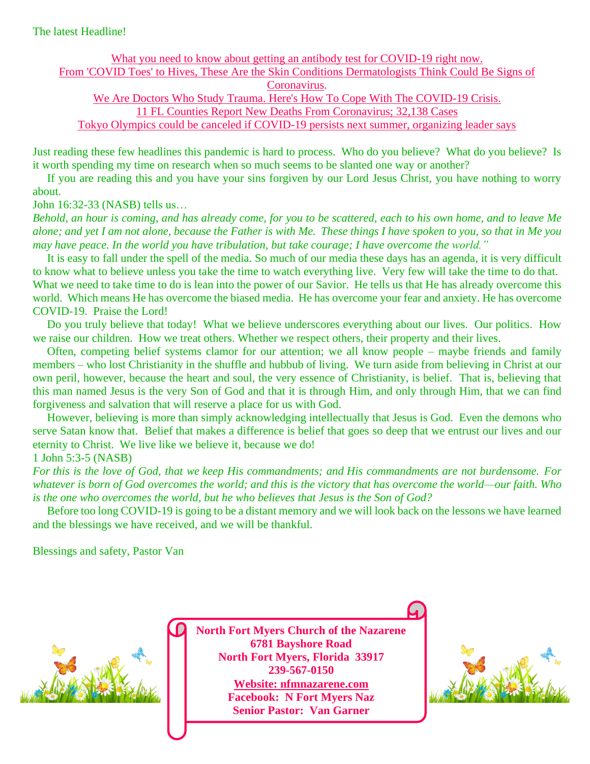The latest Headline!

What you need to know about getting an antibody test for COVID-19 right now.
From 'COVID Toes' to Hives, These Are the Skin Conditions Dermatologists Think Could Be Signs of Coronavirus.
We Are Doctors Who Study Trauma. Here's How To Cope With The COVID-19 Crisis.
11 FL Counties Report New Deaths From Coronavirus; 32,138 Cases
Tokyo Olympics could be canceled if COVID-19 persists next summer, organizing leader says

Just reading these few headlines this pandemic is hard to process. Who do you believe? What do you believe? Is it worth spending my time on research when so much seems to be slanted one way or another?

If you are reading this and you have your sins forgiven by our Lord Jesus Christ, you have nothing to worry about.

John 16:32-33 (NASB) tells us…

*Behold, an hour is coming, and has already come, for you to be scattered, each to his own home, and to leave Me alone; and yet I am not alone, because the Father is with Me. These things I have spoken to you, so that in Me you may have peace. In the world you have tribulation, but take courage; I have overcome the world."*

It is easy to fall under the spell of the media. So much of our media these days has an agenda, it is very difficult to know what to believe unless you take the time to watch everything live. Very few will take the time to do that. What we need to take time to do is lean into the power of our Savior. He tells us that He has already overcome this world. Which means He has overcome the biased media. He has overcome your fear and anxiety. He has overcome COVID-19. Praise the Lord!

Do you truly believe that today! What we believe underscores everything about our lives. Our politics. How we raise our children. How we treat others. Whether we respect others, their property and their lives.

Often, competing belief systems clamor for our attention; we all know people – maybe friends and family members – who lost Christianity in the shuffle and hubbub of living. We turn aside from believing in Christ at our own peril, however, because the heart and soul, the very essence of Christianity, is belief. That is, believing that this man named Jesus is the very Son of God and that it is through Him, and only through Him, that we can find forgiveness and salvation that will reserve a place for us with God.

However, believing is more than simply acknowledging intellectually that Jesus is God. Even the demons who serve Satan know that. Belief that makes a difference is belief that goes so deep that we entrust our lives and our eternity to Christ. We live like we believe it, because we do!

1 John 5:3-5 (NASB)

*For this is the love of God, that we keep His commandments; and His commandments are not burdensome. For whatever is born of God overcomes the world; and this is the victory that has overcome the world—our faith. Who is the one who overcomes the world, but he who believes that Jesus is the Son of God?*

Before too long COVID-19 is going to be a distant memory and we will look back on the lessons we have learned and the blessings we have received, and we will be thankful.

Blessings and safety, Pastor Van

**North Fort Myers Church of the Nazarene**
**6781 Bayshore Road**
**North Fort Myers, Florida 33917**
**239-567-0150**
**Website: nfmnazarene.com**
**Facebook: N Fort Myers Naz**
**Senior Pastor: Van Garner**